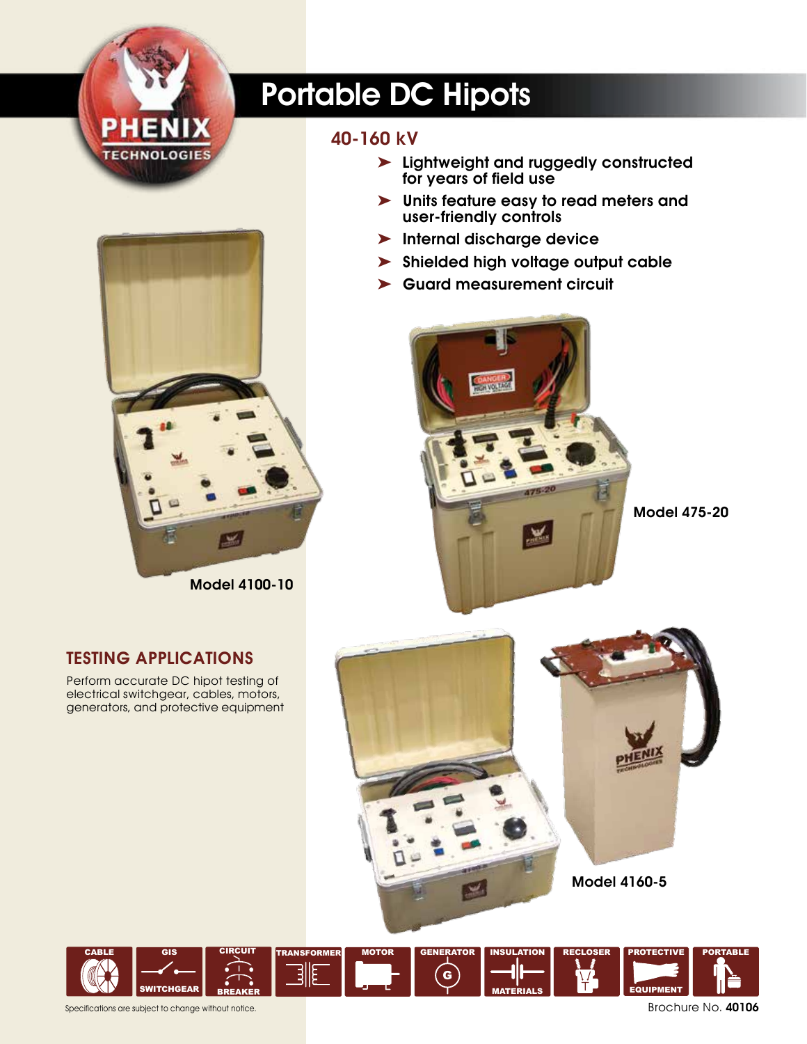# Portable DC Hipots

## 40-160 kV

- Lightweight and ruggedly constructed for years of field use
- Units feature easy to read meters and user-friendly controls
- Internal discharge device
- Shielded high voltage output cable
- Guard measurement circuit

Model 4100-10

Model 475-20

Model 4160-5

## TESTING APPLICATIONS

Perform accurate DC hipot testing of electrical switchgear, cables, motors, generators, and protective equipment

CABLE | GIS SWITCHGEAR | CIRCUIT BREAKER | TRANSFORMER | MOTOR | GENERATOR | INSULATION MATERIALS | RECLOSER | PROTECTIVE EQUIPMENT | PORTABLE

Specifications are subject to change without notice.

Brochure No. **40106**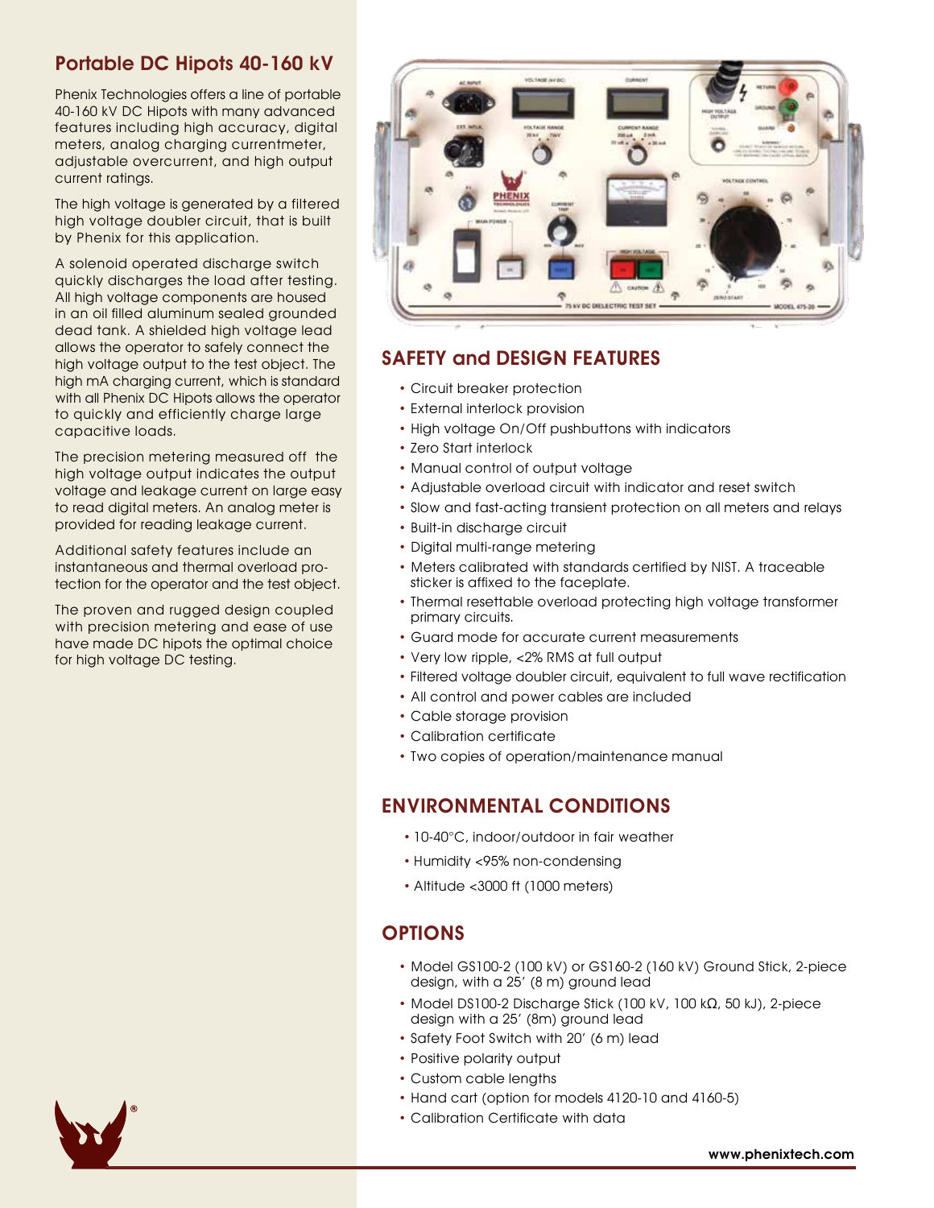## Portable DC Hipots 40-160 kV

Phenix Technologies offers a line of portable 40-160 kV DC Hipots with many advanced features including high accuracy, digital meters, analog charging currentmeter, adjustable overcurrent, and high output current ratings.

The high voltage is generated by a filtered high voltage doubler circuit, that is built by Phenix for this application.

A solenoid operated discharge switch quickly discharges the load after testing. All high voltage components are housed in an oil filled aluminum sealed grounded dead tank. A shielded high voltage lead allows the operator to safely connect the high voltage output to the test object. The high mA charging current, which is standard with all Phenix DC Hipots allows the operator to quickly and efficiently charge large capacitive loads.

The precision metering measured off the high voltage output indicates the output voltage and leakage current on large easy to read digital meters. An analog meter is provided for reading leakage current.

Additional safety features include an instantaneous and thermal overload protection for the operator and the test object.

The proven and rugged design coupled with precision metering and ease of use have made DC hipots the optimal choice for high voltage DC testing.

## SAFETY and DESIGN FEATURES

- Circuit breaker protection
- External interlock provision
- High voltage On/Off pushbuttons with indicators
- Zero Start interlock
- Manual control of output voltage
- Adjustable overload circuit with indicator and reset switch
- Slow and fast-acting transient protection on all meters and relays
- Built-in discharge circuit
- Digital multi-range metering
- Meters calibrated with standards certified by NIST. A traceable sticker is affixed to the faceplate.
- Thermal resettable overload protecting high voltage transformer primary circuits.
- Guard mode for accurate current measurements
- Very low ripple, <2% RMS at full output
- Filtered voltage doubler circuit, equivalent to full wave rectification
- All control and power cables are included
- Cable storage provision
- Calibration certificate
- Two copies of operation/maintenance manual

## ENVIRONMENTAL CONDITIONS

- 10-40°C, indoor/outdoor in fair weather
- Humidity <95% non-condensing
- Altitude <3000 ft (1000 meters)

## OPTIONS

- Model GS100-2 (100 kV) or GS160-2 (160 kV) Ground Stick, 2-piece design, with a 25’ (8 m) ground lead
- Model DS100-2 Discharge Stick (100 kV, 100 kΩ, 50 kJ), 2-piece design with a 25’ (8m) ground lead
- Safety Foot Switch with 20’ (6 m) lead
- Positive polarity output
- Custom cable lengths
- Hand cart (option for models 4120-10 and 4160-5)
- Calibration Certificate with data

www.phenixtech.com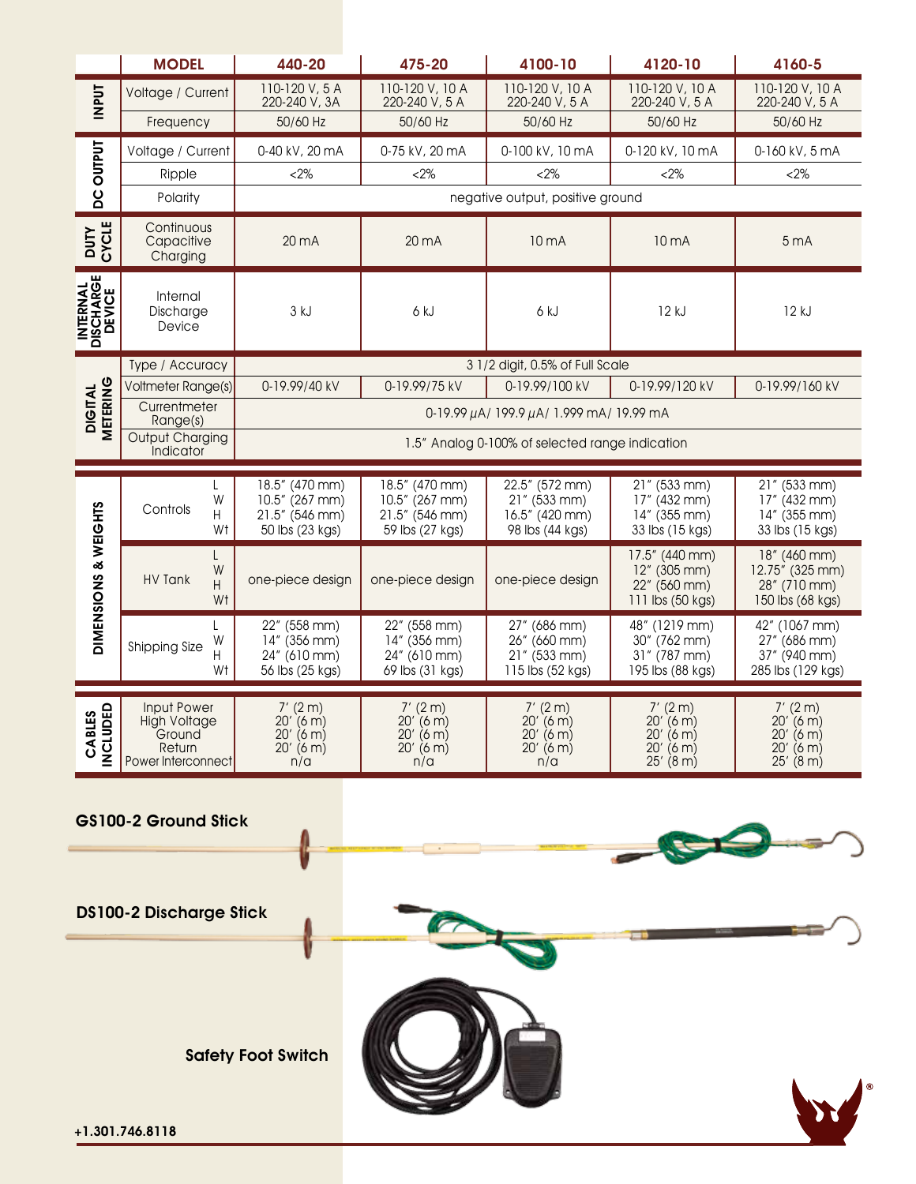| | MODEL | 440-20 | 475-20 | 4100-10 | 4120-10 | 4160-5 |
|---|---|---|---|---|---|---|
| INPUT | Voltage / Current | 110-120 V, 5 A<br>220-240 V, 3A | 110-120 V, 10 A<br>220-240 V, 5 A | 110-120 V, 10 A<br>220-240 V, 5 A | 110-120 V, 10 A<br>220-240 V, 5 A | 110-120 V, 10 A<br>220-240 V, 5 A |
| | Frequency | 50/60 Hz | 50/60 Hz | 50/60 Hz | 50/60 Hz | 50/60 Hz |
| DC OUTPUT | Voltage / Current | 0-40 kV, 20 mA | 0-75 kV, 20 mA | 0-100 kV, 10 mA | 0-120 kV, 10 mA | 0-160 kV, 5 mA |
| | Ripple | <2% | <2% | <2% | <2% | <2% |
| | Polarity | negative output, positive ground | | | | |
| DUTY CYCLE | Continuous Capacitive Charging | 20 mA | 20 mA | 10 mA | 10 mA | 5 mA |
| INTERNAL DISCHARGE DEVICE | Internal Discharge Device | 3 kJ | 6 kJ | 6 kJ | 12 kJ | 12 kJ |
| DIGITAL METERING | Type / Accuracy | 3 1/2 digit, 0.5% of Full Scale | | | | |
| | Voltmeter Range(s) | 0-19.99/40 kV | 0-19.99/75 kV | 0-19.99/100 kV | 0-19.99/120 kV | 0-19.99/160 kV |
| | Currentmeter Range(s) | 0-19.99 μA/ 199.9 μA/ 1.999 mA/ 19.99 mA | | | | |
| | Output Charging Indicator | 1.5" Analog 0-100% of selected range indication | | | | |
| DIMENSIONS & WEIGHTS | Controls L W H Wt | 18.5" (470 mm)<br>10.5" (267 mm)<br>21.5" (546 mm)<br>50 lbs (23 kgs) | 18.5" (470 mm)<br>10.5" (267 mm)<br>21.5" (546 mm)<br>59 lbs (27 kgs) | 22.5" (572 mm)<br>21" (533 mm)<br>16.5" (420 mm)<br>98 lbs (44 kgs) | 21" (533 mm)<br>17" (432 mm)<br>14" (355 mm)<br>33 lbs (15 kgs) | 21" (533 mm)<br>17" (432 mm)<br>14" (355 mm)<br>33 lbs (15 kgs) |
| | HV Tank L W H Wt | one-piece design | one-piece design | one-piece design | 17.5" (440 mm)<br>12" (305 mm)<br>22" (560 mm)<br>111 lbs (50 kgs) | 18" (460 mm)<br>12.75" (325 mm)<br>28" (710 mm)<br>150 lbs (68 kgs) |
| | Shipping Size L W H Wt | 22" (558 mm)<br>14" (356 mm)<br>24" (610 mm)<br>56 lbs (25 kgs) | 22" (558 mm)<br>14" (356 mm)<br>24" (610 mm)<br>69 lbs (31 kgs) | 27" (686 mm)<br>26" (660 mm)<br>21" (533 mm)<br>115 lbs (52 kgs) | 48" (1219 mm)<br>30" (762 mm)<br>31" (787 mm)<br>195 lbs (88 kgs) | 42" (1067 mm)<br>27" (686 mm)<br>37" (940 mm)<br>285 lbs (129 kgs) |
| CABLES INCLUDED | Input Power<br>High Voltage<br>Ground<br>Return<br>Power Interconnect | 7' (2 m)<br>20' (6 m)<br>20' (6 m)<br>20' (6 m)<br>n/a | 7' (2 m)<br>20' (6 m)<br>20' (6 m)<br>20' (6 m)<br>n/a | 7' (2 m)<br>20' (6 m)<br>20' (6 m)<br>20' (6 m)<br>n/a | 7' (2 m)<br>20' (6 m)<br>20' (6 m)<br>20' (6 m)<br>25' (8 m) | 7' (2 m)<br>20' (6 m)<br>20' (6 m)<br>20' (6 m)<br>25' (8 m) |

**GS100-2 Ground Stick**

**DS100-2 Discharge Stick**

**Safety Foot Switch**

**+1.301.746.8118**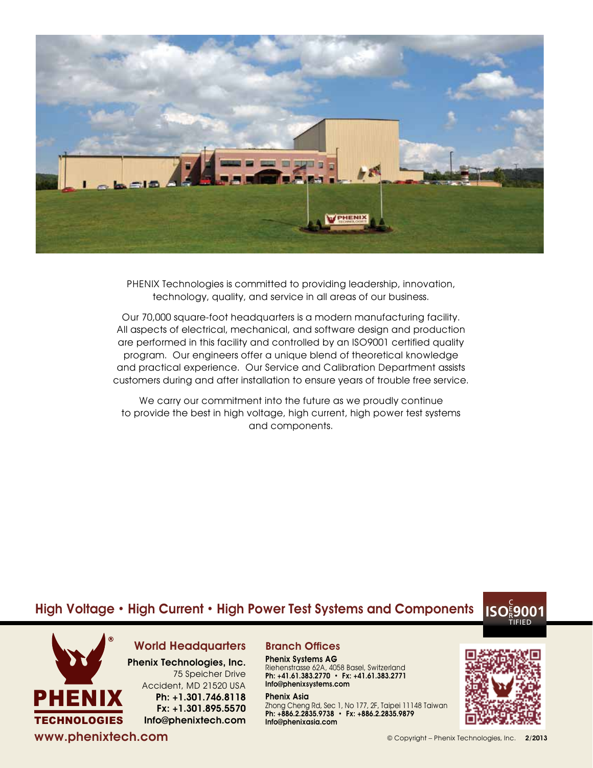PHENIX Technologies is committed to providing leadership, innovation, technology, quality, and service in all areas of our business.

Our 70,000 square-foot headquarters is a modern manufacturing facility. All aspects of electrical, mechanical, and software design and production are performed in this facility and controlled by an ISO9001 certified quality program. Our engineers offer a unique blend of theoretical knowledge and practical experience. Our Service and Calibration Department assists customers during and after installation to ensure years of trouble free service.

We carry our commitment into the future as we proudly continue to provide the best in high voltage, high current, high power test systems and components.

## High Voltage • High Current • High Power Test Systems and Components

ISO 9001 CERTIFIED

PHENIX TECHNOLOGIES

### World Headquarters

**Phenix Technologies, Inc.**
75 Speicher Drive
Accident, MD 21520 USA
**Ph: +1.301.746.8118**
**Fx: +1.301.895.5570**
**Info@phenixtech.com**

### Branch Offices

**Phenix Systems AG**
Riehenstrasse 62A, 4058 Basel, Switzerland
**Ph: +41.61.383.2770 • Fx: +41.61.383.2771**
**Info@phenixsystems.com**

**Phenix Asia**
Zhong Cheng Rd, Sec 1, No 177, 2F, Taipei 11148 Taiwan
**Ph: +886.2.2835.9738 • Fx: +886.2.2835.9879**
**Info@phenixasia.com**

**www.phenixtech.com**

© Copyright – Phenix Technologies, Inc. **2/2013**